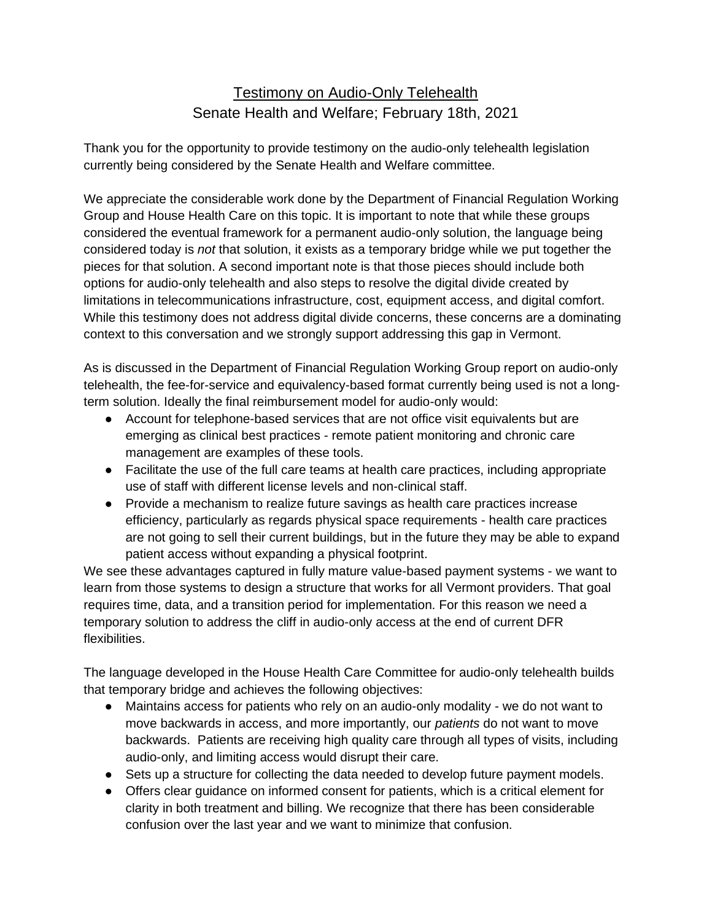# Testimony on Audio-Only Telehealth

Senate Health and Welfare; February 18th, 2021

Thank you for the opportunity to provide testimony on the audio-only telehealth legislation currently being considered by the Senate Health and Welfare committee.

We appreciate the considerable work done by the Department of Financial Regulation Working Group and House Health Care on this topic. It is important to note that while these groups considered the eventual framework for a permanent audio-only solution, the language being considered today is *not* that solution, it exists as a temporary bridge while we put together the pieces for that solution. A second important note is that those pieces should include both options for audio-only telehealth and also steps to resolve the digital divide created by limitations in telecommunications infrastructure, cost, equipment access, and digital comfort. While this testimony does not address digital divide concerns, these concerns are a dominating context to this conversation and we strongly support addressing this gap in Vermont.

As is discussed in the Department of Financial Regulation Working Group report on audio-only telehealth, the fee-for-service and equivalency-based format currently being used is not a long-term solution. Ideally the final reimbursement model for audio-only would:

- Account for telephone-based services that are not office visit equivalents but are emerging as clinical best practices - remote patient monitoring and chronic care management are examples of these tools.
- Facilitate the use of the full care teams at health care practices, including appropriate use of staff with different license levels and non-clinical staff.
- Provide a mechanism to realize future savings as health care practices increase efficiency, particularly as regards physical space requirements - health care practices are not going to sell their current buildings, but in the future they may be able to expand patient access without expanding a physical footprint.

We see these advantages captured in fully mature value-based payment systems - we want to learn from those systems to design a structure that works for all Vermont providers. That goal requires time, data, and a transition period for implementation. For this reason we need a temporary solution to address the cliff in audio-only access at the end of current DFR flexibilities.

The language developed in the House Health Care Committee for audio-only telehealth builds that temporary bridge and achieves the following objectives:

- Maintains access for patients who rely on an audio-only modality - we do not want to move backwards in access, and more importantly, our *patients* do not want to move backwards. Patients are receiving high quality care through all types of visits, including audio-only, and limiting access would disrupt their care.
- Sets up a structure for collecting the data needed to develop future payment models.
- Offers clear guidance on informed consent for patients, which is a critical element for clarity in both treatment and billing. We recognize that there has been considerable confusion over the last year and we want to minimize that confusion.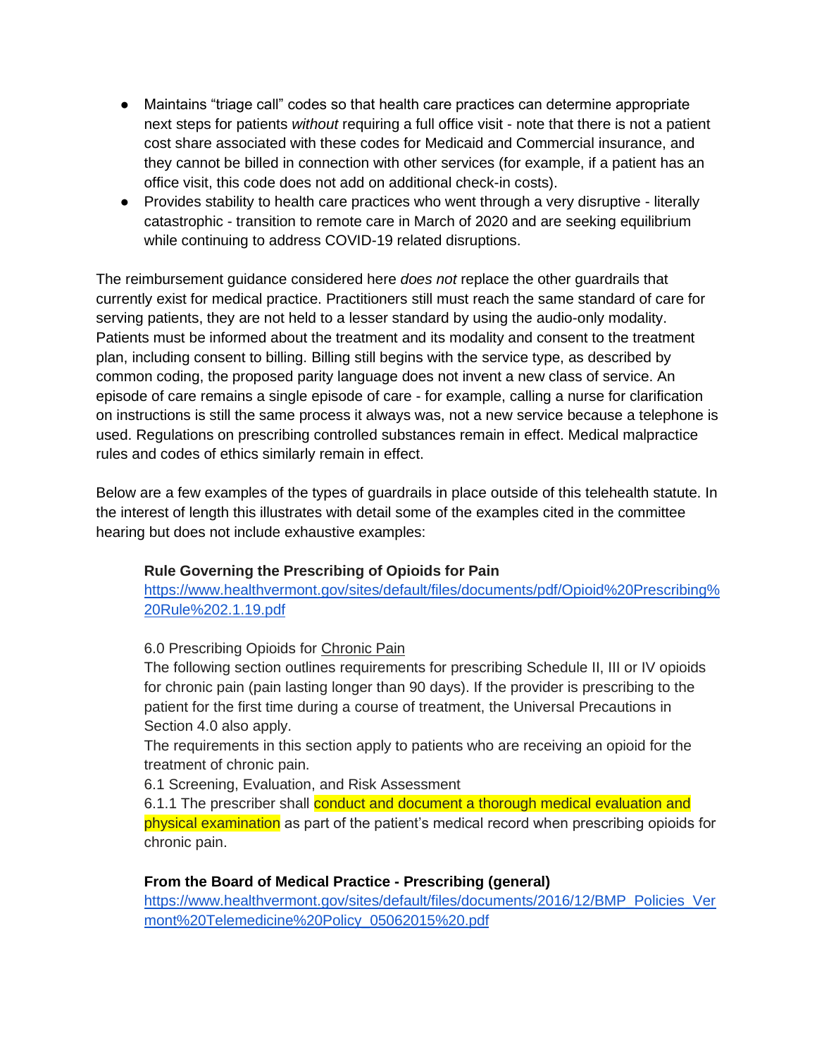- Maintains "triage call" codes so that health care practices can determine appropriate next steps for patients *without* requiring a full office visit - note that there is not a patient cost share associated with these codes for Medicaid and Commercial insurance, and they cannot be billed in connection with other services (for example, if a patient has an office visit, this code does not add on additional check-in costs).
- Provides stability to health care practices who went through a very disruptive - literally catastrophic - transition to remote care in March of 2020 and are seeking equilibrium while continuing to address COVID-19 related disruptions.

The reimbursement guidance considered here *does not* replace the other guardrails that currently exist for medical practice. Practitioners still must reach the same standard of care for serving patients, they are not held to a lesser standard by using the audio-only modality. Patients must be informed about the treatment and its modality and consent to the treatment plan, including consent to billing. Billing still begins with the service type, as described by common coding, the proposed parity language does not invent a new class of service. An episode of care remains a single episode of care - for example, calling a nurse for clarification on instructions is still the same process it always was, not a new service because a telephone is used. Regulations on prescribing controlled substances remain in effect. Medical malpractice rules and codes of ethics similarly remain in effect.

Below are a few examples of the types of guardrails in place outside of this telehealth statute. In the interest of length this illustrates with detail some of the examples cited in the committee hearing but does not include exhaustive examples:

> **Rule Governing the Prescribing of Opioids for Pain**
> [https://www.healthvermont.gov/sites/default/files/documents/pdf/Opioid%20Prescribing%20Rule%202.1.19.pdf](https://www.healthvermont.gov/sites/default/files/documents/pdf/Opioid%20Prescribing%20Rule%202.1.19.pdf)
>
> 6.0 Prescribing Opioids for Chronic Pain
> The following section outlines requirements for prescribing Schedule II, III or IV opioids for chronic pain (pain lasting longer than 90 days). If the provider is prescribing to the patient for the first time during a course of treatment, the Universal Precautions in Section 4.0 also apply.
> The requirements in this section apply to patients who are receiving an opioid for the treatment of chronic pain.
> 6.1 Screening, Evaluation, and Risk Assessment
> 6.1.1 The prescriber shall conduct and document a thorough medical evaluation and physical examination as part of the patient's medical record when prescribing opioids for chronic pain.
>
> **From the Board of Medical Practice - Prescribing (general)**
> [https://www.healthvermont.gov/sites/default/files/documents/2016/12/BMP_Policies_Vermont%20Telemedicine%20Policy_05062015%20.pdf](https://www.healthvermont.gov/sites/default/files/documents/2016/12/BMP_Policies_Vermont%20Telemedicine%20Policy_05062015%20.pdf)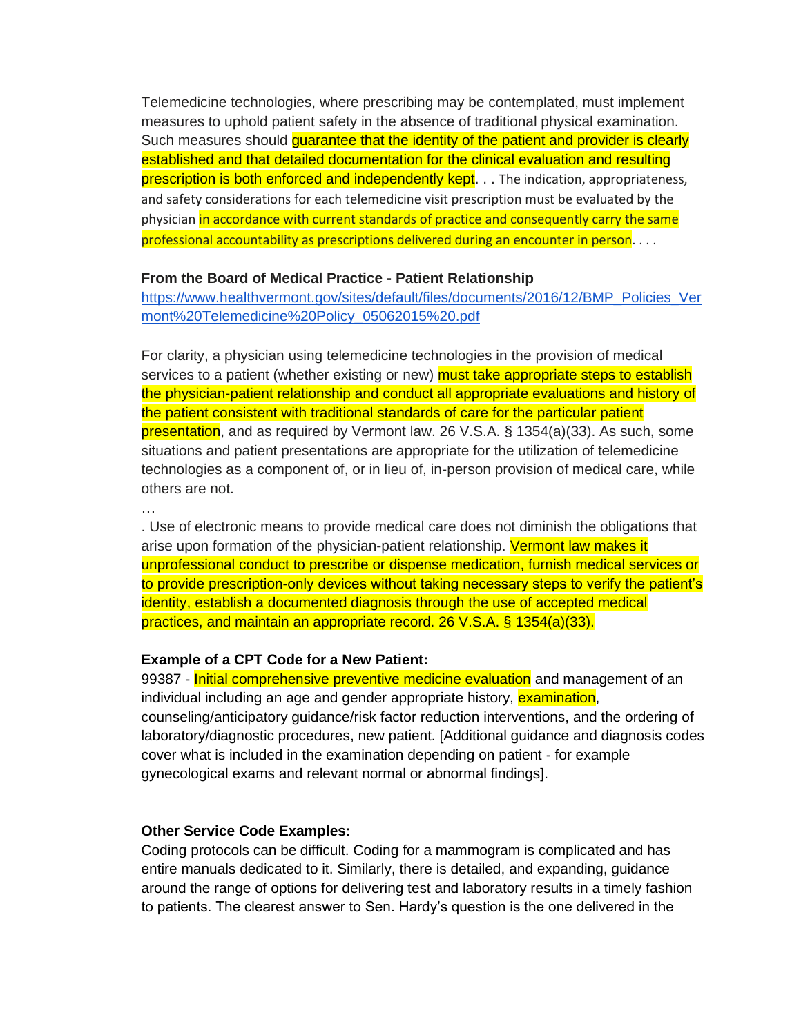Telemedicine technologies, where prescribing may be contemplated, must implement measures to uphold patient safety in the absence of traditional physical examination. Such measures should guarantee that the identity of the patient and provider is clearly established and that detailed documentation for the clinical evaluation and resulting prescription is both enforced and independently kept. . . The indication, appropriateness, and safety considerations for each telemedicine visit prescription must be evaluated by the physician in accordance with current standards of practice and consequently carry the same professional accountability as prescriptions delivered during an encounter in person. . . .

**From the Board of Medical Practice - Patient Relationship**
https://www.healthvermont.gov/sites/default/files/documents/2016/12/BMP_Policies_Vermont%20Telemedicine%20Policy_05062015%20.pdf

For clarity, a physician using telemedicine technologies in the provision of medical services to a patient (whether existing or new) must take appropriate steps to establish the physician-patient relationship and conduct all appropriate evaluations and history of the patient consistent with traditional standards of care for the particular patient presentation, and as required by Vermont law. 26 V.S.A. § 1354(a)(33). As such, some situations and patient presentations are appropriate for the utilization of telemedicine technologies as a component of, or in lieu of, in-person provision of medical care, while others are not.

…

. Use of electronic means to provide medical care does not diminish the obligations that arise upon formation of the physician-patient relationship. Vermont law makes it unprofessional conduct to prescribe or dispense medication, furnish medical services or to provide prescription-only devices without taking necessary steps to verify the patient's identity, establish a documented diagnosis through the use of accepted medical practices, and maintain an appropriate record. 26 V.S.A. § 1354(a)(33).

**Example of a CPT Code for a New Patient:**
99387 - Initial comprehensive preventive medicine evaluation and management of an individual including an age and gender appropriate history, examination, counseling/anticipatory guidance/risk factor reduction interventions, and the ordering of laboratory/diagnostic procedures, new patient. [Additional guidance and diagnosis codes cover what is included in the examination depending on patient - for example gynecological exams and relevant normal or abnormal findings].

**Other Service Code Examples:**
Coding protocols can be difficult. Coding for a mammogram is complicated and has entire manuals dedicated to it. Similarly, there is detailed, and expanding, guidance around the range of options for delivering test and laboratory results in a timely fashion to patients. The clearest answer to Sen. Hardy's question is the one delivered in the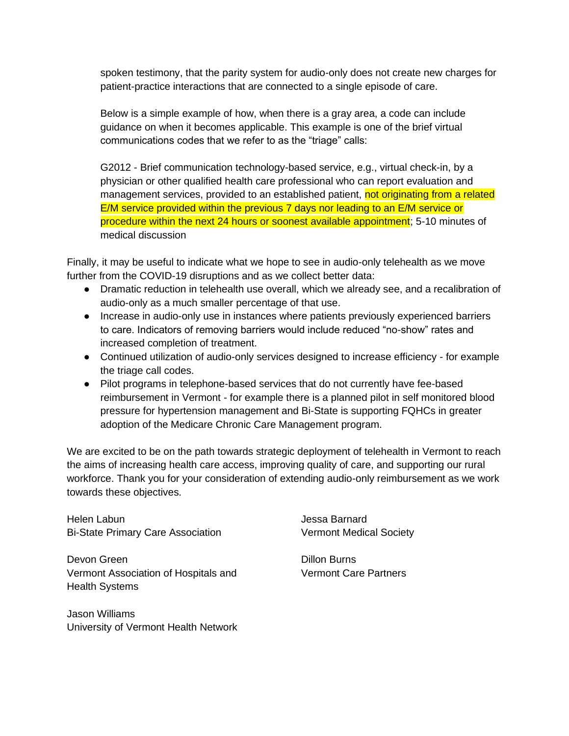spoken testimony, that the parity system for audio-only does not create new charges for patient-practice interactions that are connected to a single episode of care.

Below is a simple example of how, when there is a gray area, a code can include guidance on when it becomes applicable. This example is one of the brief virtual communications codes that we refer to as the "triage" calls:

G2012 - Brief communication technology-based service, e.g., virtual check-in, by a physician or other qualified health care professional who can report evaluation and management services, provided to an established patient, not originating from a related E/M service provided within the previous 7 days nor leading to an E/M service or procedure within the next 24 hours or soonest available appointment; 5-10 minutes of medical discussion

Finally, it may be useful to indicate what we hope to see in audio-only telehealth as we move further from the COVID-19 disruptions and as we collect better data:

- Dramatic reduction in telehealth use overall, which we already see, and a recalibration of audio-only as a much smaller percentage of that use.
- Increase in audio-only use in instances where patients previously experienced barriers to care. Indicators of removing barriers would include reduced "no-show" rates and increased completion of treatment.
- Continued utilization of audio-only services designed to increase efficiency - for example the triage call codes.
- Pilot programs in telephone-based services that do not currently have fee-based reimbursement in Vermont - for example there is a planned pilot in self monitored blood pressure for hypertension management and Bi-State is supporting FQHCs in greater adoption of the Medicare Chronic Care Management program.

We are excited to be on the path towards strategic deployment of telehealth in Vermont to reach the aims of increasing health care access, improving quality of care, and supporting our rural workforce. Thank you for your consideration of extending audio-only reimbursement as we work towards these objectives.

Helen Labun
Bi-State Primary Care Association

Jessa Barnard
Vermont Medical Society

Devon Green
Vermont Association of Hospitals and Health Systems

Dillon Burns
Vermont Care Partners

Jason Williams
University of Vermont Health Network